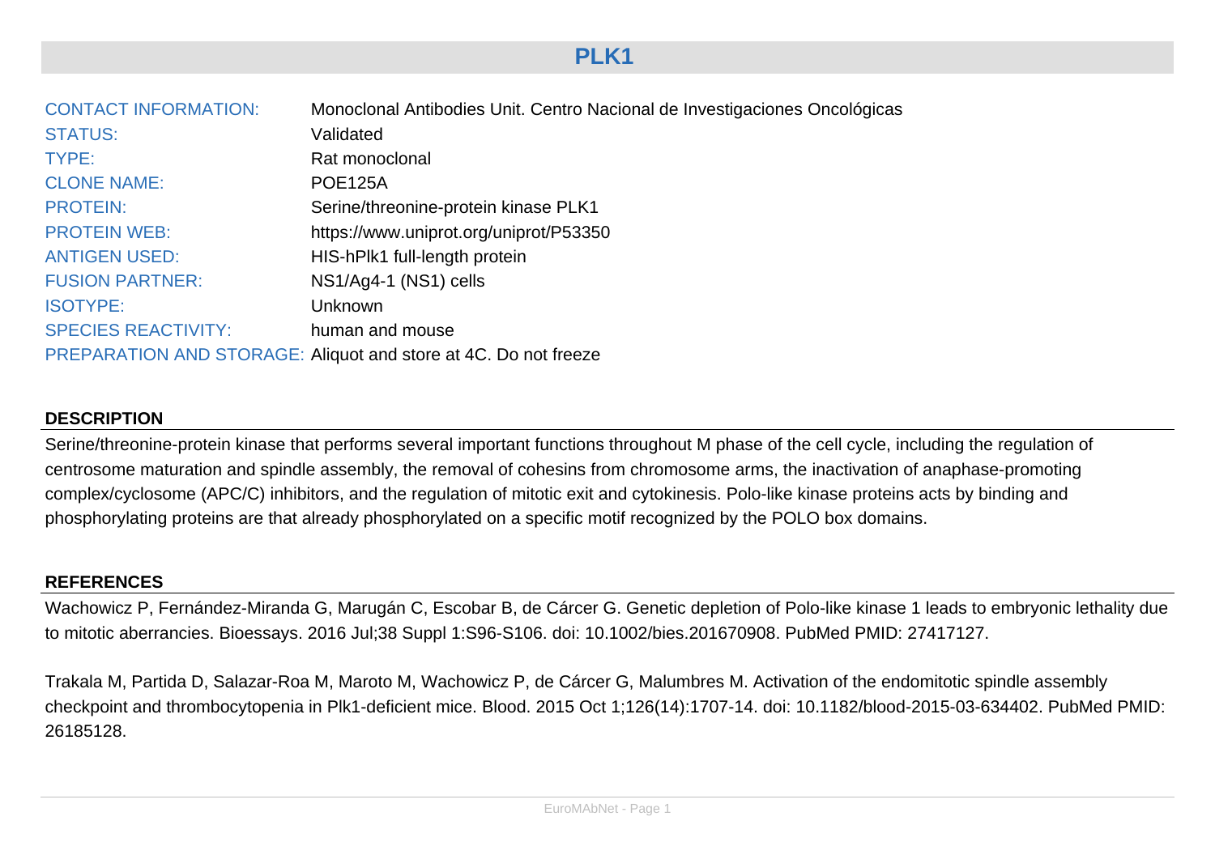# PLK1

| | |
|---|---|
| CONTACT INFORMATION: | Monoclonal Antibodies Unit. Centro Nacional de Investigaciones Oncológicas |
| STATUS: | Validated |
| TYPE: | Rat monoclonal |
| CLONE NAME: | POE125A |
| PROTEIN: | Serine/threonine-protein kinase PLK1 |
| PROTEIN WEB: | https://www.uniprot.org/uniprot/P53350 |
| ANTIGEN USED: | HIS-hPlk1 full-length protein |
| FUSION PARTNER: | NS1/Ag4-1 (NS1) cells |
| ISOTYPE: | Unknown |
| SPECIES REACTIVITY: | human and mouse |
| PREPARATION AND STORAGE: | Aliquot and store at 4C. Do not freeze |

## DESCRIPTION

Serine/threonine-protein kinase that performs several important functions throughout M phase of the cell cycle, including the regulation of centrosome maturation and spindle assembly, the removal of cohesins from chromosome arms, the inactivation of anaphase-promoting complex/cyclosome (APC/C) inhibitors, and the regulation of mitotic exit and cytokinesis. Polo-like kinase proteins acts by binding and phosphorylating proteins are that already phosphorylated on a specific motif recognized by the POLO box domains.

## REFERENCES

Wachowicz P, Fernández-Miranda G, Marugán C, Escobar B, de Cárcer G. Genetic depletion of Polo-like kinase 1 leads to embryonic lethality due to mitotic aberrancies. Bioessays. 2016 Jul;38 Suppl 1:S96-S106. doi: 10.1002/bies.201670908. PubMed PMID: 27417127.

Trakala M, Partida D, Salazar-Roa M, Maroto M, Wachowicz P, de Cárcer G, Malumbres M. Activation of the endomitotic spindle assembly checkpoint and thrombocytopenia in Plk1-deficient mice. Blood. 2015 Oct 1;126(14):1707-14. doi: 10.1182/blood-2015-03-634402. PubMed PMID: 26185128.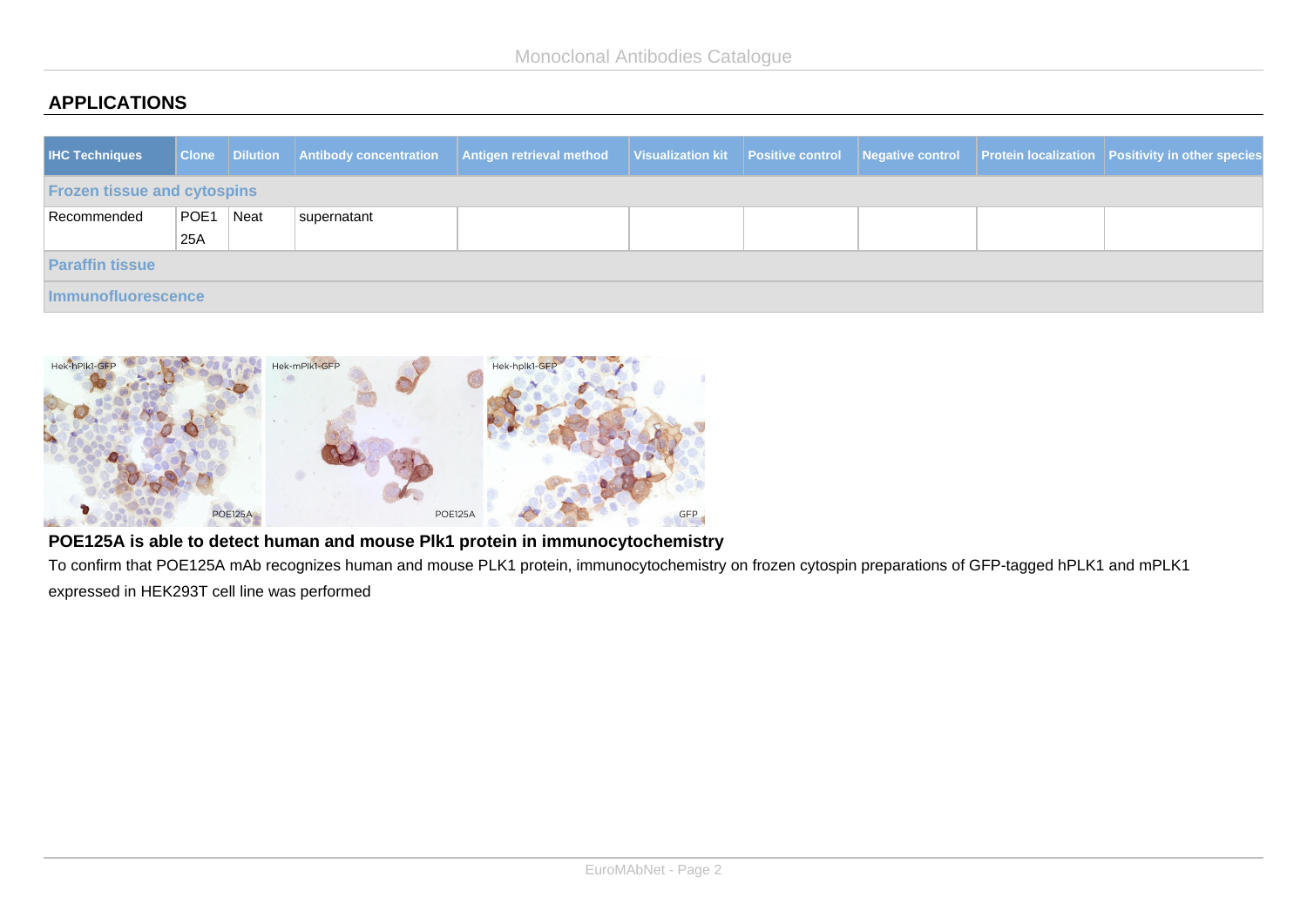## APPLICATIONS

| IHC Techniques | Clone | Dilution | Antibody concentration | Antigen retrieval method | Visualization kit | Positive control | Negative control | Protein localization | Positivity in other species |
|---|---|---|---|---|---|---|---|---|---|
| **Frozen tissue and cytospins** | | | | | | | | | |
| Recommended | POE125A | Neat | supernatant | | | | | | |
| **Paraffin tissue** | | | | | | | | | |
| **Immunofluorescence** | | | | | | | | | |

**POE125A is able to detect human and mouse Plk1 protein in immunocytochemistry**

To confirm that POE125A mAb recognizes human and mouse PLK1 protein, immunocytochemistry on frozen cytospin preparations of GFP-tagged hPLK1 and mPLK1 expressed in HEK293T cell line was performed